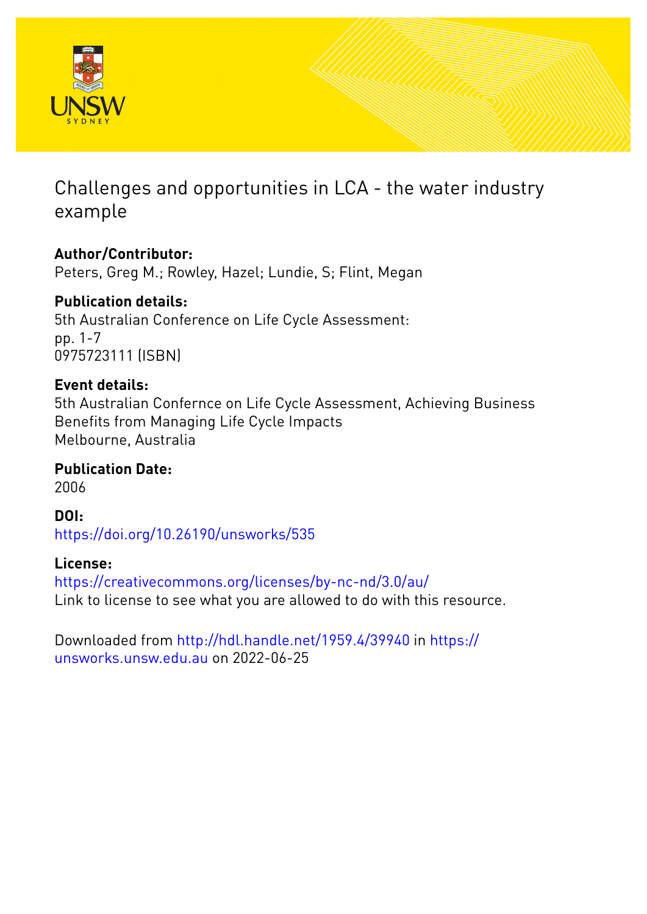# Challenges and opportunities in LCA - the water industry example

**Author/Contributor:**
Peters, Greg M.; Rowley, Hazel; Lundie, S; Flint, Megan

**Publication details:**
5th Australian Conference on Life Cycle Assessment:
pp. 1-7
0975723111 (ISBN)

**Event details:**
5th Australian Confernce on Life Cycle Assessment, Achieving Business Benefits from Managing Life Cycle Impacts
Melbourne, Australia

**Publication Date:**
2006

**DOI:**
https://doi.org/10.26190/unsworks/535

**License:**
https://creativecommons.org/licenses/by-nc-nd/3.0/au/
Link to license to see what you are allowed to do with this resource.

Downloaded from http://hdl.handle.net/1959.4/39940 in https://unsworks.unsw.edu.au on 2022-06-25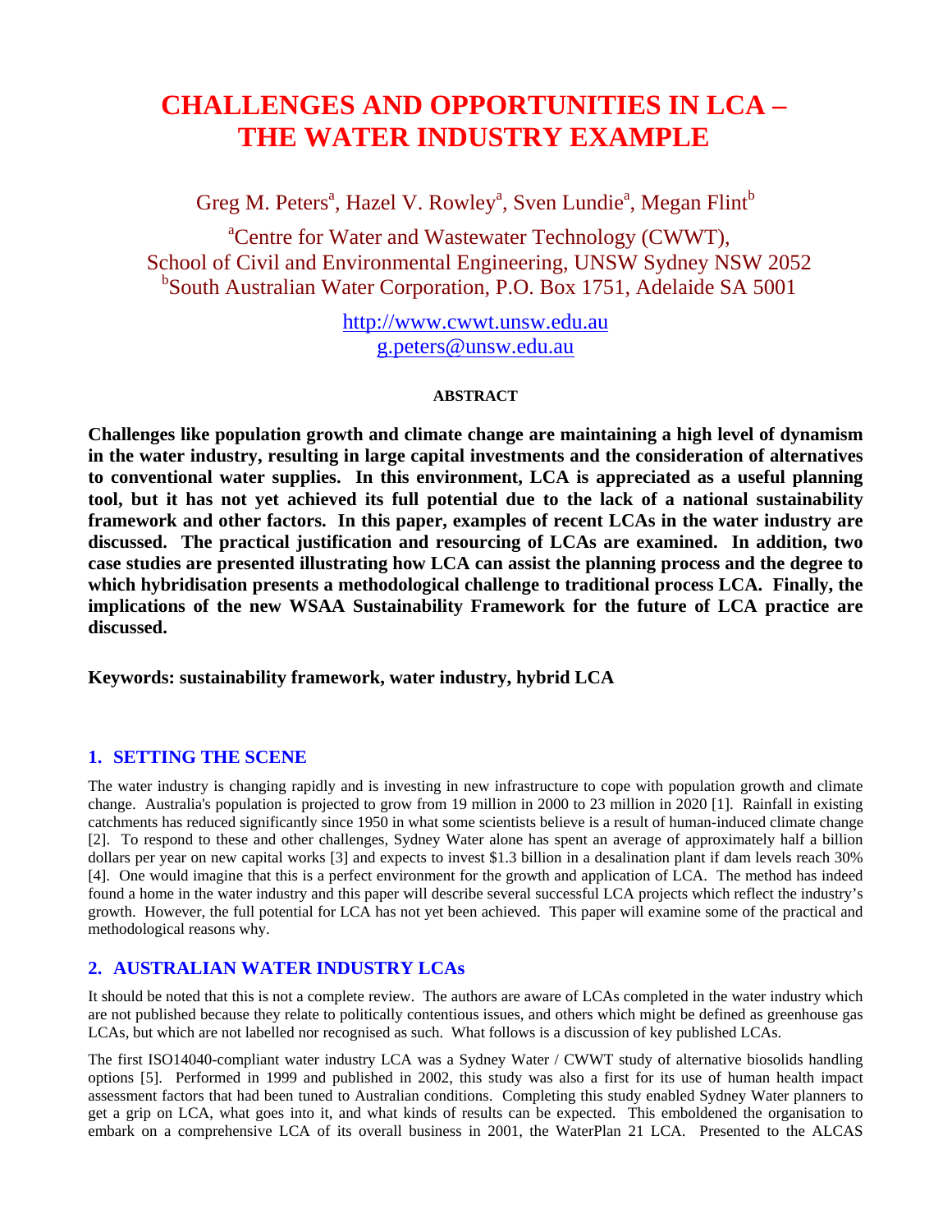# CHALLENGES AND OPPORTUNITIES IN LCA – THE WATER INDUSTRY EXAMPLE

Greg M. Peters[a], Hazel V. Rowley[a], Sven Lundie[a], Megan Flint[b]

[a]Centre for Water and Wastewater Technology (CWWT), School of Civil and Environmental Engineering, UNSW Sydney NSW 2052
[b]South Australian Water Corporation, P.O. Box 1751, Adelaide SA 5001

http://www.cwwt.unsw.edu.au
g.peters@unsw.edu.au

**ABSTRACT**

**Challenges like population growth and climate change are maintaining a high level of dynamism in the water industry, resulting in large capital investments and the consideration of alternatives to conventional water supplies. In this environment, LCA is appreciated as a useful planning tool, but it has not yet achieved its full potential due to the lack of a national sustainability framework and other factors. In this paper, examples of recent LCAs in the water industry are discussed. The practical justification and resourcing of LCAs are examined. In addition, two case studies are presented illustrating how LCA can assist the planning process and the degree to which hybridisation presents a methodological challenge to traditional process LCA. Finally, the implications of the new WSAA Sustainability Framework for the future of LCA practice are discussed.**

**Keywords: sustainability framework, water industry, hybrid LCA**

## 1. SETTING THE SCENE

The water industry is changing rapidly and is investing in new infrastructure to cope with population growth and climate change. Australia's population is projected to grow from 19 million in 2000 to 23 million in 2020 [1]. Rainfall in existing catchments has reduced significantly since 1950 in what some scientists believe is a result of human-induced climate change [2]. To respond to these and other challenges, Sydney Water alone has spent an average of approximately half a billion dollars per year on new capital works [3] and expects to invest $1.3 billion in a desalination plant if dam levels reach 30% [4]. One would imagine that this is a perfect environment for the growth and application of LCA. The method has indeed found a home in the water industry and this paper will describe several successful LCA projects which reflect the industry's growth. However, the full potential for LCA has not yet been achieved. This paper will examine some of the practical and methodological reasons why.

## 2. AUSTRALIAN WATER INDUSTRY LCAs

It should be noted that this is not a complete review. The authors are aware of LCAs completed in the water industry which are not published because they relate to politically contentious issues, and others which might be defined as greenhouse gas LCAs, but which are not labelled nor recognised as such. What follows is a discussion of key published LCAs.

The first ISO14040-compliant water industry LCA was a Sydney Water / CWWT study of alternative biosolids handling options [5]. Performed in 1999 and published in 2002, this study was also a first for its use of human health impact assessment factors that had been tuned to Australian conditions. Completing this study enabled Sydney Water planners to get a grip on LCA, what goes into it, and what kinds of results can be expected. This emboldened the organisation to embark on a comprehensive LCA of its overall business in 2001, the WaterPlan 21 LCA. Presented to the ALCAS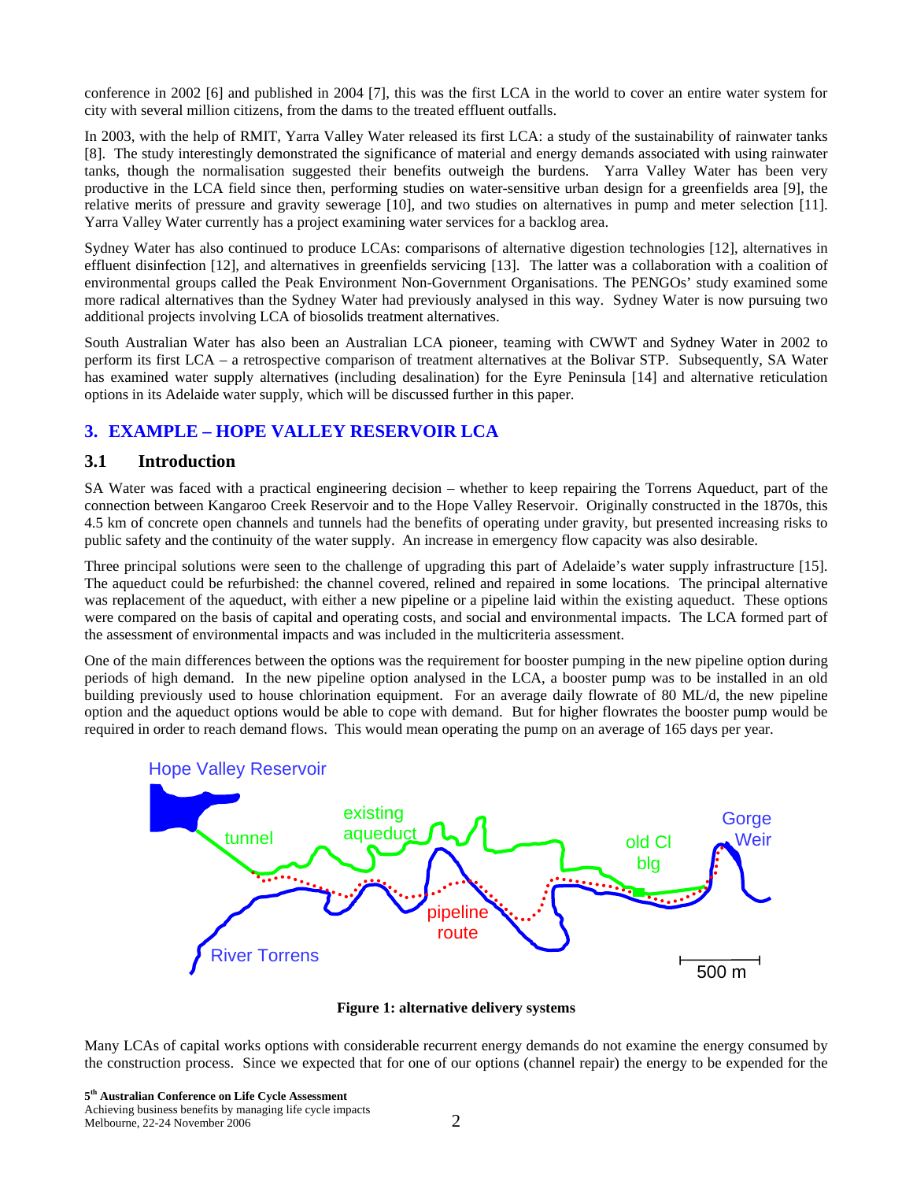conference in 2002 [6] and published in 2004 [7], this was the first LCA in the world to cover an entire water system for city with several million citizens, from the dams to the treated effluent outfalls.

In 2003, with the help of RMIT, Yarra Valley Water released its first LCA: a study of the sustainability of rainwater tanks [8]. The study interestingly demonstrated the significance of material and energy demands associated with using rainwater tanks, though the normalisation suggested their benefits outweigh the burdens. Yarra Valley Water has been very productive in the LCA field since then, performing studies on water-sensitive urban design for a greenfields area [9], the relative merits of pressure and gravity sewerage [10], and two studies on alternatives in pump and meter selection [11]. Yarra Valley Water currently has a project examining water services for a backlog area.

Sydney Water has also continued to produce LCAs: comparisons of alternative digestion technologies [12], alternatives in effluent disinfection [12], and alternatives in greenfields servicing [13]. The latter was a collaboration with a coalition of environmental groups called the Peak Environment Non-Government Organisations. The PENGOs' study examined some more radical alternatives than the Sydney Water had previously analysed in this way. Sydney Water is now pursuing two additional projects involving LCA of biosolids treatment alternatives.

South Australian Water has also been an Australian LCA pioneer, teaming with CWWT and Sydney Water in 2002 to perform its first LCA – a retrospective comparison of treatment alternatives at the Bolivar STP. Subsequently, SA Water has examined water supply alternatives (including desalination) for the Eyre Peninsula [14] and alternative reticulation options in its Adelaide water supply, which will be discussed further in this paper.

## 3. EXAMPLE – HOPE VALLEY RESERVOIR LCA

### 3.1 Introduction

SA Water was faced with a practical engineering decision – whether to keep repairing the Torrens Aqueduct, part of the connection between Kangaroo Creek Reservoir and to the Hope Valley Reservoir. Originally constructed in the 1870s, this 4.5 km of concrete open channels and tunnels had the benefits of operating under gravity, but presented increasing risks to public safety and the continuity of the water supply. An increase in emergency flow capacity was also desirable.

Three principal solutions were seen to the challenge of upgrading this part of Adelaide's water supply infrastructure [15]. The aqueduct could be refurbished: the channel covered, relined and repaired in some locations. The principal alternative was replacement of the aqueduct, with either a new pipeline or a pipeline laid within the existing aqueduct. These options were compared on the basis of capital and operating costs, and social and environmental impacts. The LCA formed part of the assessment of environmental impacts and was included in the multicriteria assessment.

One of the main differences between the options was the requirement for booster pumping in the new pipeline option during periods of high demand. In the new pipeline option analysed in the LCA, a booster pump was to be installed in an old building previously used to house chlorination equipment. For an average daily flowrate of 80 ML/d, the new pipeline option and the aqueduct options would be able to cope with demand. But for higher flowrates the booster pump would be required in order to reach demand flows. This would mean operating the pump on an average of 165 days per year.

**Figure 1: alternative delivery systems**

Many LCAs of capital works options with considerable recurrent energy demands do not examine the energy consumed by the construction process. Since we expected that for one of our options (channel repair) the energy to be expended for the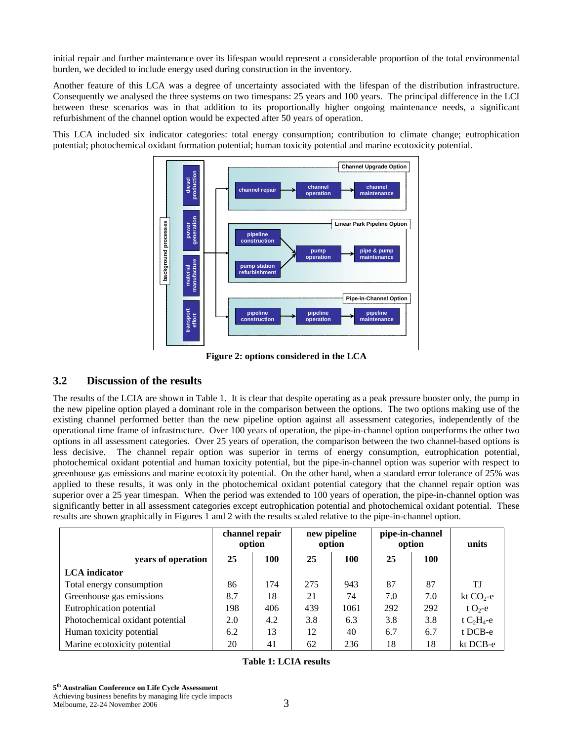initial repair and further maintenance over its lifespan would represent a considerable proportion of the total environmental burden, we decided to include energy used during construction in the inventory.

Another feature of this LCA was a degree of uncertainty associated with the lifespan of the distribution infrastructure. Consequently we analysed the three systems on two timespans: 25 years and 100 years. The principal difference in the LCI between these scenarios was in that addition to its proportionally higher ongoing maintenance needs, a significant refurbishment of the channel option would be expected after 50 years of operation.

This LCA included six indicator categories: total energy consumption; contribution to climate change; eutrophication potential; photochemical oxidant formation potential; human toxicity potential and marine ecotoxicity potential.

**Figure 2: options considered in the LCA**

## 3.2 Discussion of the results

The results of the LCIA are shown in Table 1. It is clear that despite operating as a peak pressure booster only, the pump in the new pipeline option played a dominant role in the comparison between the options. The two options making use of the existing channel performed better than the new pipeline option against all assessment categories, independently of the operational time frame of infrastructure. Over 100 years of operation, the pipe-in-channel option outperforms the other two options in all assessment categories. Over 25 years of operation, the comparison between the two channel-based options is less decisive. The channel repair option was superior in terms of energy consumption, eutrophication potential, photochemical oxidant potential and human toxicity potential, but the pipe-in-channel option was superior with respect to greenhouse gas emissions and marine ecotoxicity potential. On the other hand, when a standard error tolerance of 25% was applied to these results, it was only in the photochemical oxidant potential category that the channel repair option was superior over a 25 year timespan. When the period was extended to 100 years of operation, the pipe-in-channel option was significantly better in all assessment categories except eutrophication potential and photochemical oxidant potential. These results are shown graphically in Figures 1 and 2 with the results scaled relative to the pipe-in-channel option.

| | channel repair option | | new pipeline option | | pipe-in-channel option | | units |
|---|---|---|---|---|---|---|---|
| **years of operation** | **25** | **100** | **25** | **100** | **25** | **100** | |
| **LCA indicator** | | | | | | | |
| Total energy consumption | 86 | 174 | 275 | 943 | 87 | 87 | TJ |
| Greenhouse gas emissions | 8.7 | 18 | 21 | 74 | 7.0 | 7.0 | kt $CO_2$-e |
| Eutrophication potential | 198 | 406 | 439 | 1061 | 292 | 292 | t $O_2$-e |
| Photochemical oxidant potential | 2.0 | 4.2 | 3.8 | 6.3 | 3.8 | 3.8 | t $C_2H_4$-e |
| Human toxicity potential | 6.2 | 13 | 12 | 40 | 6.7 | 6.7 | t DCB-e |
| Marine ecotoxicity potential | 20 | 41 | 62 | 236 | 18 | 18 | kt DCB-e |

**Table 1: LCIA results**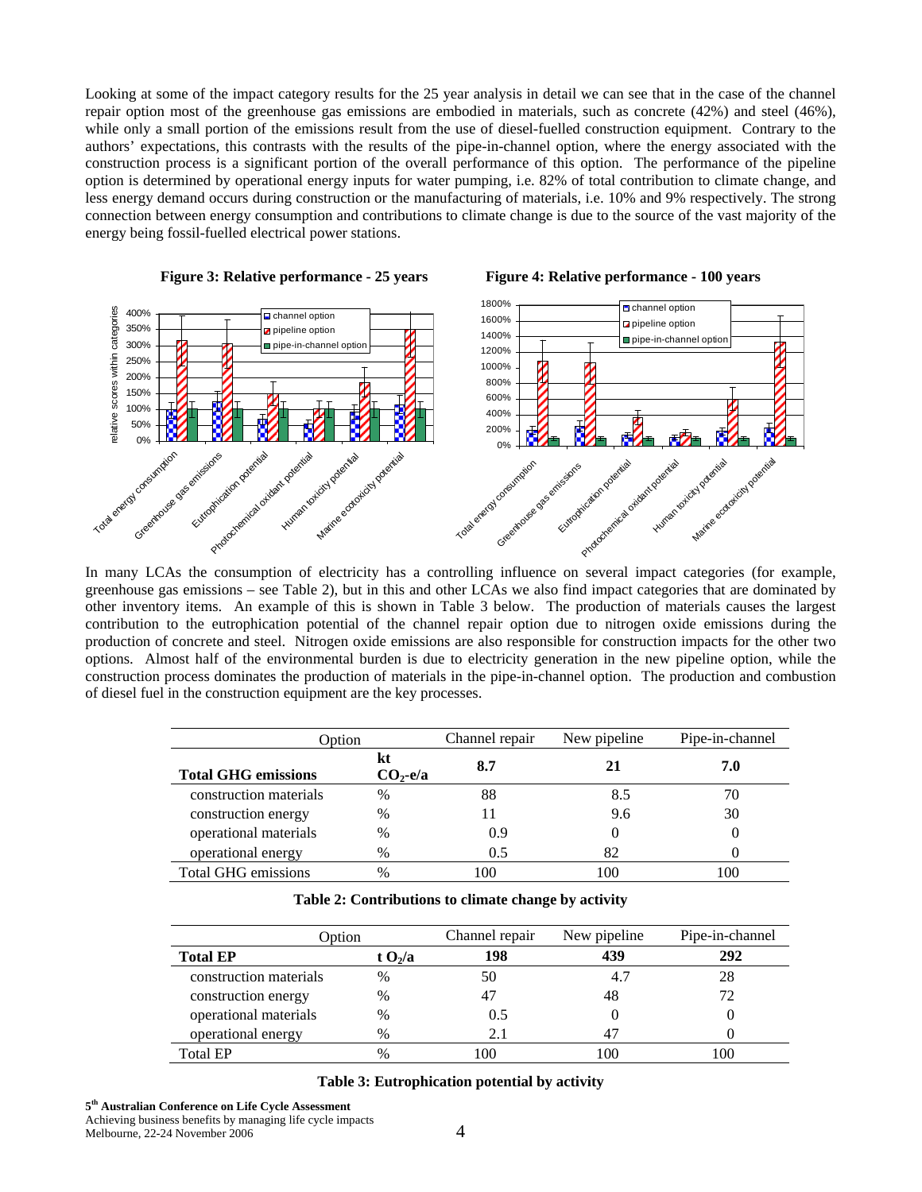Looking at some of the impact category results for the 25 year analysis in detail we can see that in the case of the channel repair option most of the greenhouse gas emissions are embodied in materials, such as concrete (42%) and steel (46%), while only a small portion of the emissions result from the use of diesel-fuelled construction equipment. Contrary to the authors' expectations, this contrasts with the results of the pipe-in-channel option, where the energy associated with the construction process is a significant portion of the overall performance of this option. The performance of the pipeline option is determined by operational energy inputs for water pumping, i.e. 82% of total contribution to climate change, and less energy demand occurs during construction or the manufacturing of materials, i.e. 10% and 9% respectively. The strong connection between energy consumption and contributions to climate change is due to the source of the vast majority of the energy being fossil-fuelled electrical power stations.

**Figure 3: Relative performance - 25 years**

**Figure 4: Relative performance - 100 years**

In many LCAs the consumption of electricity has a controlling influence on several impact categories (for example, greenhouse gas emissions – see Table 2), but in this and other LCAs we also find impact categories that are dominated by other inventory items. An example of this is shown in Table 3 below. The production of materials causes the largest contribution to the eutrophication potential of the channel repair option due to nitrogen oxide emissions during the production of concrete and steel. Nitrogen oxide emissions are also responsible for construction impacts for the other two options. Almost half of the environmental burden is due to electricity generation in the new pipeline option, while the construction process dominates the production of materials in the pipe-in-channel option. The production and combustion of diesel fuel in the construction equipment are the key processes.

| Option | | Channel repair | New pipeline | Pipe-in-channel |
|---|---|---|---|---|
| **Total GHG emissions** | **kt $CO_2$-e/a** | **8.7** | **21** | **7.0** |
| construction materials | % | 88 | 8.5 | 70 |
| construction energy | % | 11 | 9.6 | 30 |
| operational materials | % | 0.9 | 0 | 0 |
| operational energy | % | 0.5 | 82 | 0 |
| Total GHG emissions | % | 100 | 100 | 100 |

**Table 2: Contributions to climate change by activity**

| Option | | Channel repair | New pipeline | Pipe-in-channel |
|---|---|---|---|---|
| **Total EP** | **t $O_2$/a** | **198** | **439** | **292** |
| construction materials | % | 50 | 4.7 | 28 |
| construction energy | % | 47 | 48 | 72 |
| operational materials | % | 0.5 | 0 | 0 |
| operational energy | % | 2.1 | 47 | 0 |
| Total EP | % | 100 | 100 | 100 |

**Table 3: Eutrophication potential by activity**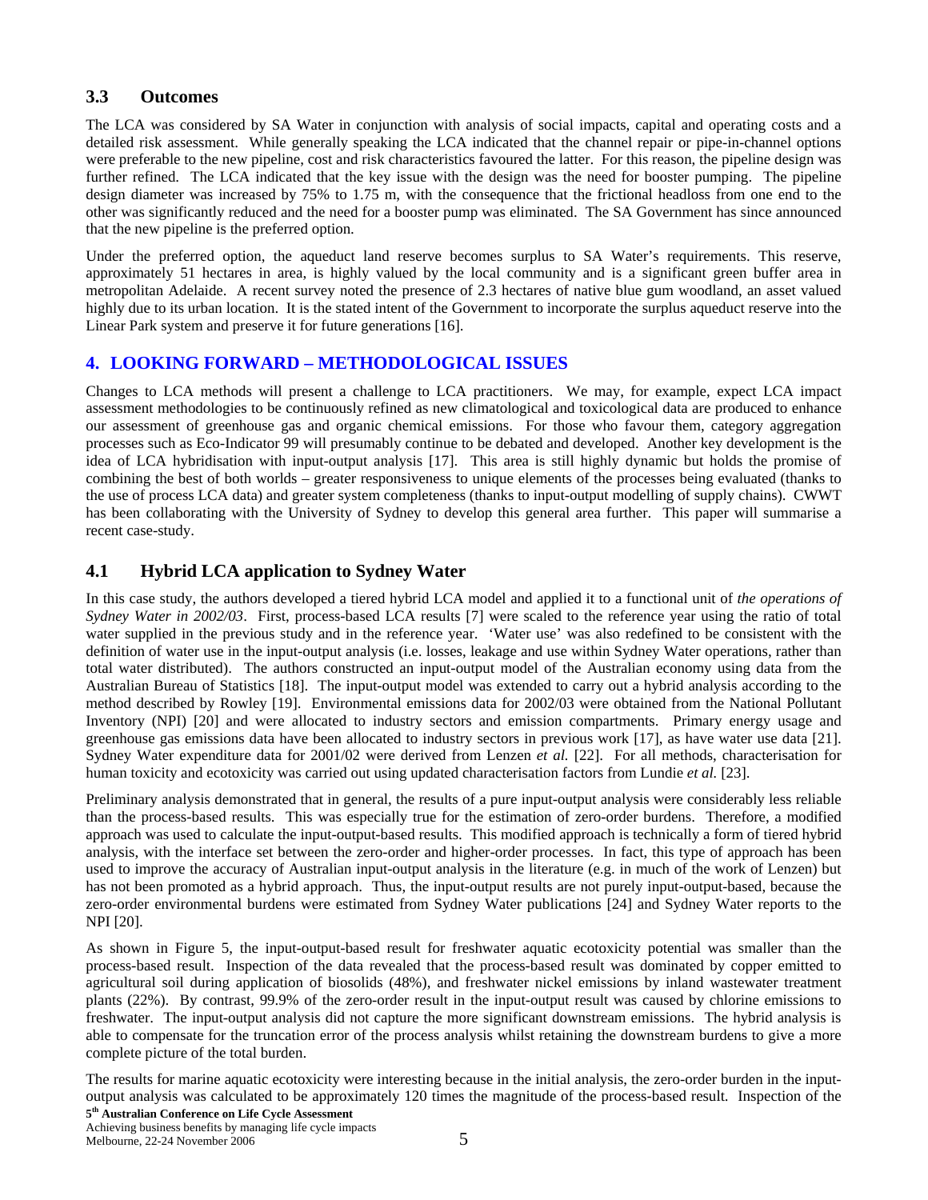## 3.3 Outcomes

The LCA was considered by SA Water in conjunction with analysis of social impacts, capital and operating costs and a detailed risk assessment. While generally speaking the LCA indicated that the channel repair or pipe-in-channel options were preferable to the new pipeline, cost and risk characteristics favoured the latter. For this reason, the pipeline design was further refined. The LCA indicated that the key issue with the design was the need for booster pumping. The pipeline design diameter was increased by 75% to 1.75 m, with the consequence that the frictional headloss from one end to the other was significantly reduced and the need for a booster pump was eliminated. The SA Government has since announced that the new pipeline is the preferred option.

Under the preferred option, the aqueduct land reserve becomes surplus to SA Water's requirements. This reserve, approximately 51 hectares in area, is highly valued by the local community and is a significant green buffer area in metropolitan Adelaide. A recent survey noted the presence of 2.3 hectares of native blue gum woodland, an asset valued highly due to its urban location. It is the stated intent of the Government to incorporate the surplus aqueduct reserve into the Linear Park system and preserve it for future generations [16].

# 4. LOOKING FORWARD – METHODOLOGICAL ISSUES

Changes to LCA methods will present a challenge to LCA practitioners. We may, for example, expect LCA impact assessment methodologies to be continuously refined as new climatological and toxicological data are produced to enhance our assessment of greenhouse gas and organic chemical emissions. For those who favour them, category aggregation processes such as Eco-Indicator 99 will presumably continue to be debated and developed. Another key development is the idea of LCA hybridisation with input-output analysis [17]. This area is still highly dynamic but holds the promise of combining the best of both worlds – greater responsiveness to unique elements of the processes being evaluated (thanks to the use of process LCA data) and greater system completeness (thanks to input-output modelling of supply chains). CWWT has been collaborating with the University of Sydney to develop this general area further. This paper will summarise a recent case-study.

## 4.1 Hybrid LCA application to Sydney Water

In this case study, the authors developed a tiered hybrid LCA model and applied it to a functional unit of *the operations of Sydney Water in 2002/03*. First, process-based LCA results [7] were scaled to the reference year using the ratio of total water supplied in the previous study and in the reference year. 'Water use' was also redefined to be consistent with the definition of water use in the input-output analysis (i.e. losses, leakage and use within Sydney Water operations, rather than total water distributed). The authors constructed an input-output model of the Australian economy using data from the Australian Bureau of Statistics [18]. The input-output model was extended to carry out a hybrid analysis according to the method described by Rowley [19]. Environmental emissions data for 2002/03 were obtained from the National Pollutant Inventory (NPI) [20] and were allocated to industry sectors and emission compartments. Primary energy usage and greenhouse gas emissions data have been allocated to industry sectors in previous work [17], as have water use data [21]. Sydney Water expenditure data for 2001/02 were derived from Lenzen *et al.* [22]. For all methods, characterisation for human toxicity and ecotoxicity was carried out using updated characterisation factors from Lundie *et al.* [23].

Preliminary analysis demonstrated that in general, the results of a pure input-output analysis were considerably less reliable than the process-based results. This was especially true for the estimation of zero-order burdens. Therefore, a modified approach was used to calculate the input-output-based results. This modified approach is technically a form of tiered hybrid analysis, with the interface set between the zero-order and higher-order processes. In fact, this type of approach has been used to improve the accuracy of Australian input-output analysis in the literature (e.g. in much of the work of Lenzen) but has not been promoted as a hybrid approach. Thus, the input-output results are not purely input-output-based, because the zero-order environmental burdens were estimated from Sydney Water publications [24] and Sydney Water reports to the NPI [20].

As shown in Figure 5, the input-output-based result for freshwater aquatic ecotoxicity potential was smaller than the process-based result. Inspection of the data revealed that the process-based result was dominated by copper emitted to agricultural soil during application of biosolids (48%), and freshwater nickel emissions by inland wastewater treatment plants (22%). By contrast, 99.9% of the zero-order result in the input-output result was caused by chlorine emissions to freshwater. The input-output analysis did not capture the more significant downstream emissions. The hybrid analysis is able to compensate for the truncation error of the process analysis whilst retaining the downstream burdens to give a more complete picture of the total burden.

The results for marine aquatic ecotoxicity were interesting because in the initial analysis, the zero-order burden in the input-output analysis was calculated to be approximately 120 times the magnitude of the process-based result. Inspection of the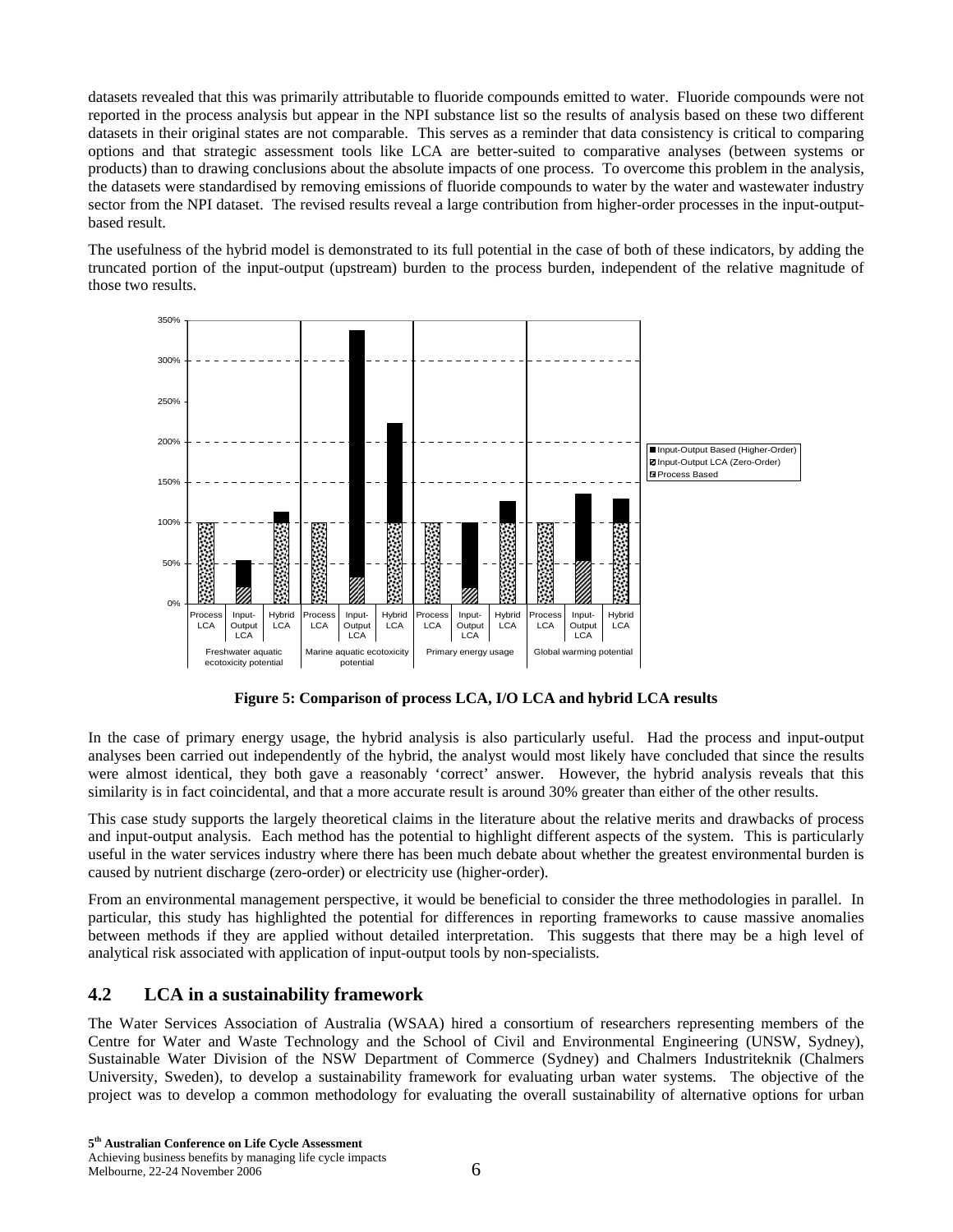datasets revealed that this was primarily attributable to fluoride compounds emitted to water. Fluoride compounds were not reported in the process analysis but appear in the NPI substance list so the results of analysis based on these two different datasets in their original states are not comparable. This serves as a reminder that data consistency is critical to comparing options and that strategic assessment tools like LCA are better-suited to comparative analyses (between systems or products) than to drawing conclusions about the absolute impacts of one process. To overcome this problem in the analysis, the datasets were standardised by removing emissions of fluoride compounds to water by the water and wastewater industry sector from the NPI dataset. The revised results reveal a large contribution from higher-order processes in the input-output-based result.

The usefulness of the hybrid model is demonstrated to its full potential in the case of both of these indicators, by adding the truncated portion of the input-output (upstream) burden to the process burden, independent of the relative magnitude of those two results.

**Figure 5: Comparison of process LCA, I/O LCA and hybrid LCA results**

In the case of primary energy usage, the hybrid analysis is also particularly useful. Had the process and input-output analyses been carried out independently of the hybrid, the analyst would most likely have concluded that since the results were almost identical, they both gave a reasonably 'correct' answer. However, the hybrid analysis reveals that this similarity is in fact coincidental, and that a more accurate result is around 30% greater than either of the other results.

This case study supports the largely theoretical claims in the literature about the relative merits and drawbacks of process and input-output analysis. Each method has the potential to highlight different aspects of the system. This is particularly useful in the water services industry where there has been much debate about whether the greatest environmental burden is caused by nutrient discharge (zero-order) or electricity use (higher-order).

From an environmental management perspective, it would be beneficial to consider the three methodologies in parallel. In particular, this study has highlighted the potential for differences in reporting frameworks to cause massive anomalies between methods if they are applied without detailed interpretation. This suggests that there may be a high level of analytical risk associated with application of input-output tools by non-specialists.

## 4.2 LCA in a sustainability framework

The Water Services Association of Australia (WSAA) hired a consortium of researchers representing members of the Centre for Water and Waste Technology and the School of Civil and Environmental Engineering (UNSW, Sydney), Sustainable Water Division of the NSW Department of Commerce (Sydney) and Chalmers Industriteknik (Chalmers University, Sweden), to develop a sustainability framework for evaluating urban water systems. The objective of the project was to develop a common methodology for evaluating the overall sustainability of alternative options for urban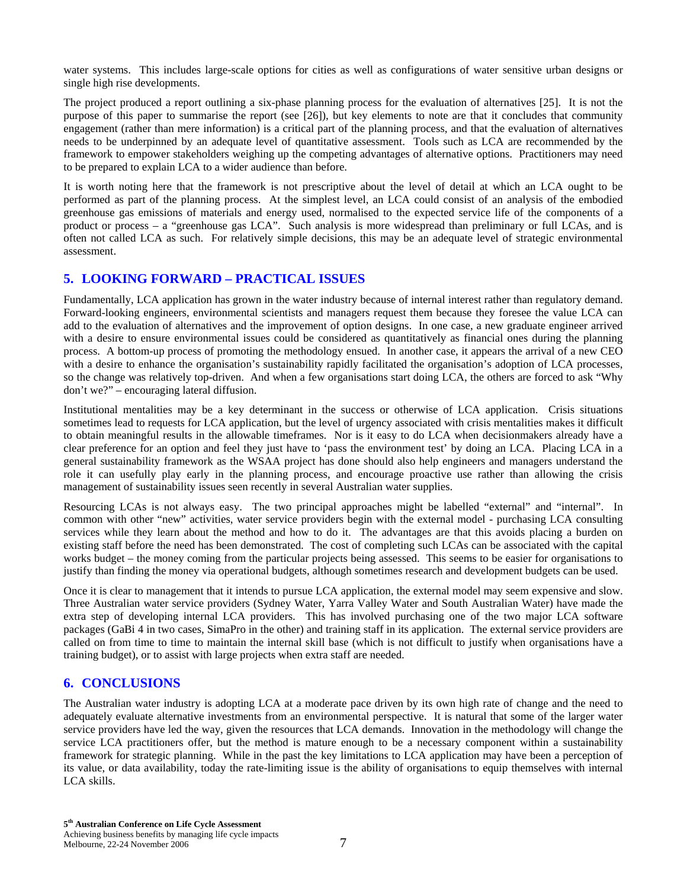water systems. This includes large-scale options for cities as well as configurations of water sensitive urban designs or single high rise developments.

The project produced a report outlining a six-phase planning process for the evaluation of alternatives [25]. It is not the purpose of this paper to summarise the report (see [26]), but key elements to note are that it concludes that community engagement (rather than mere information) is a critical part of the planning process, and that the evaluation of alternatives needs to be underpinned by an adequate level of quantitative assessment. Tools such as LCA are recommended by the framework to empower stakeholders weighing up the competing advantages of alternative options. Practitioners may need to be prepared to explain LCA to a wider audience than before.

It is worth noting here that the framework is not prescriptive about the level of detail at which an LCA ought to be performed as part of the planning process. At the simplest level, an LCA could consist of an analysis of the embodied greenhouse gas emissions of materials and energy used, normalised to the expected service life of the components of a product or process – a "greenhouse gas LCA". Such analysis is more widespread than preliminary or full LCAs, and is often not called LCA as such. For relatively simple decisions, this may be an adequate level of strategic environmental assessment.

## 5. LOOKING FORWARD – PRACTICAL ISSUES

Fundamentally, LCA application has grown in the water industry because of internal interest rather than regulatory demand. Forward-looking engineers, environmental scientists and managers request them because they foresee the value LCA can add to the evaluation of alternatives and the improvement of option designs. In one case, a new graduate engineer arrived with a desire to ensure environmental issues could be considered as quantitatively as financial ones during the planning process. A bottom-up process of promoting the methodology ensued. In another case, it appears the arrival of a new CEO with a desire to enhance the organisation's sustainability rapidly facilitated the organisation's adoption of LCA processes, so the change was relatively top-driven. And when a few organisations start doing LCA, the others are forced to ask "Why don't we?" – encouraging lateral diffusion.

Institutional mentalities may be a key determinant in the success or otherwise of LCA application. Crisis situations sometimes lead to requests for LCA application, but the level of urgency associated with crisis mentalities makes it difficult to obtain meaningful results in the allowable timeframes. Nor is it easy to do LCA when decisionmakers already have a clear preference for an option and feel they just have to 'pass the environment test' by doing an LCA. Placing LCA in a general sustainability framework as the WSAA project has done should also help engineers and managers understand the role it can usefully play early in the planning process, and encourage proactive use rather than allowing the crisis management of sustainability issues seen recently in several Australian water supplies.

Resourcing LCAs is not always easy. The two principal approaches might be labelled "external" and "internal". In common with other "new" activities, water service providers begin with the external model - purchasing LCA consulting services while they learn about the method and how to do it. The advantages are that this avoids placing a burden on existing staff before the need has been demonstrated. The cost of completing such LCAs can be associated with the capital works budget – the money coming from the particular projects being assessed. This seems to be easier for organisations to justify than finding the money via operational budgets, although sometimes research and development budgets can be used.

Once it is clear to management that it intends to pursue LCA application, the external model may seem expensive and slow. Three Australian water service providers (Sydney Water, Yarra Valley Water and South Australian Water) have made the extra step of developing internal LCA providers. This has involved purchasing one of the two major LCA software packages (GaBi 4 in two cases, SimaPro in the other) and training staff in its application. The external service providers are called on from time to time to maintain the internal skill base (which is not difficult to justify when organisations have a training budget), or to assist with large projects when extra staff are needed.

## 6. CONCLUSIONS

The Australian water industry is adopting LCA at a moderate pace driven by its own high rate of change and the need to adequately evaluate alternative investments from an environmental perspective. It is natural that some of the larger water service providers have led the way, given the resources that LCA demands. Innovation in the methodology will change the service LCA practitioners offer, but the method is mature enough to be a necessary component within a sustainability framework for strategic planning. While in the past the key limitations to LCA application may have been a perception of its value, or data availability, today the rate-limiting issue is the ability of organisations to equip themselves with internal LCA skills.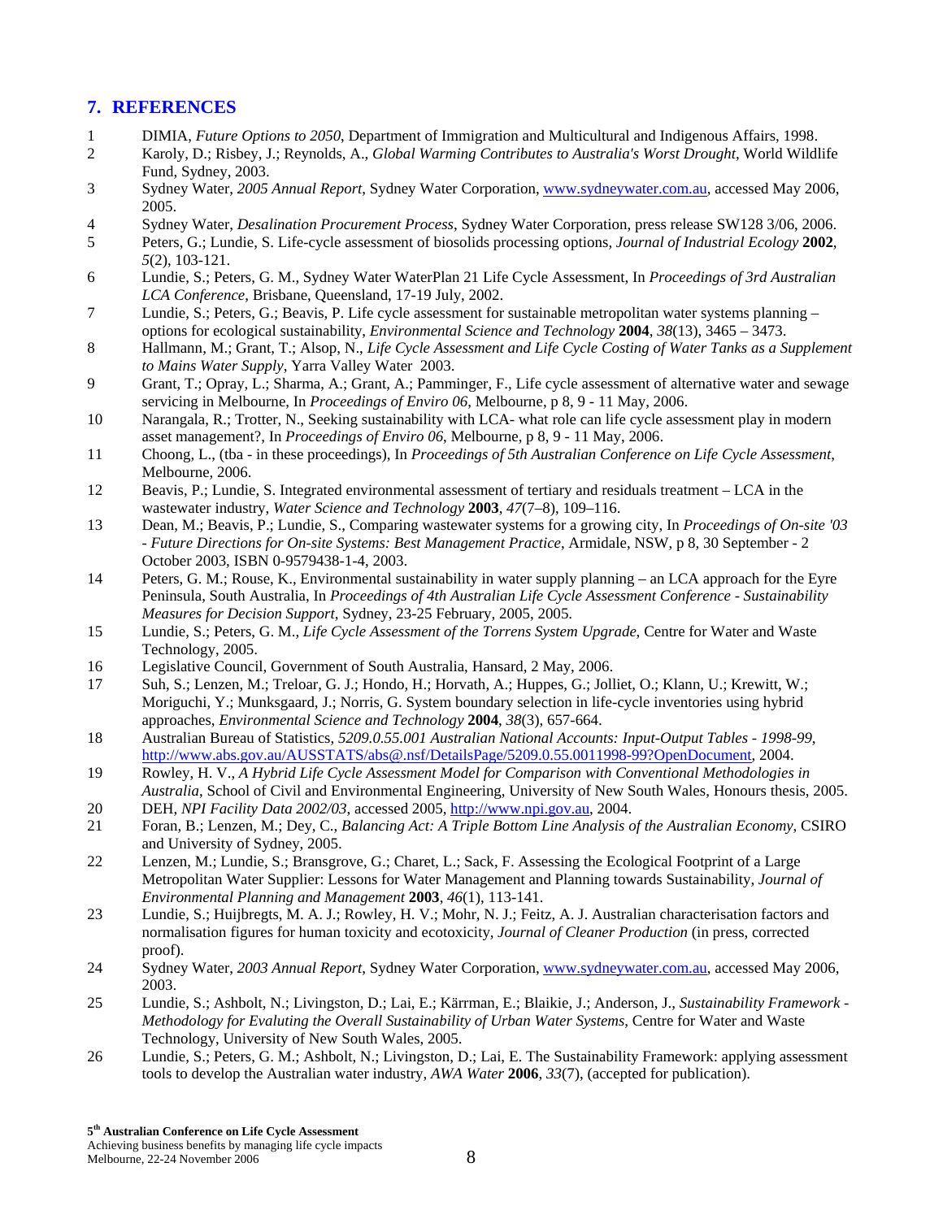## 7. REFERENCES

1 DIMIA, *Future Options to 2050*, Department of Immigration and Multicultural and Indigenous Affairs, 1998.

2 Karoly, D.; Risbey, J.; Reynolds, A., *Global Warming Contributes to Australia's Worst Drought*, World Wildlife Fund, Sydney, 2003.

3 Sydney Water, *2005 Annual Report*, Sydney Water Corporation, www.sydneywater.com.au, accessed May 2006, 2005.

4 Sydney Water, *Desalination Procurement Process*, Sydney Water Corporation, press release SW128 3/06, 2006.

5 Peters, G.; Lundie, S. Life-cycle assessment of biosolids processing options, *Journal of Industrial Ecology* **2002**, *5*(2), 103-121.

6 Lundie, S.; Peters, G. M., Sydney Water WaterPlan 21 Life Cycle Assessment, In *Proceedings of 3rd Australian LCA Conference*, Brisbane, Queensland, 17-19 July, 2002.

7 Lundie, S.; Peters, G.; Beavis, P. Life cycle assessment for sustainable metropolitan water systems planning – options for ecological sustainability, *Environmental Science and Technology* **2004**, *38*(13), 3465 – 3473.

8 Hallmann, M.; Grant, T.; Alsop, N., *Life Cycle Assessment and Life Cycle Costing of Water Tanks as a Supplement to Mains Water Supply*, Yarra Valley Water 2003.

9 Grant, T.; Opray, L.; Sharma, A.; Grant, A.; Pamminger, F., Life cycle assessment of alternative water and sewage servicing in Melbourne, In *Proceedings of Enviro 06*, Melbourne, p 8, 9 - 11 May, 2006.

10 Narangala, R.; Trotter, N., Seeking sustainability with LCA- what role can life cycle assessment play in modern asset management?, In *Proceedings of Enviro 06*, Melbourne, p 8, 9 - 11 May, 2006.

11 Choong, L., (tba - in these proceedings), In *Proceedings of 5th Australian Conference on Life Cycle Assessment*, Melbourne, 2006.

12 Beavis, P.; Lundie, S. Integrated environmental assessment of tertiary and residuals treatment – LCA in the wastewater industry, *Water Science and Technology* **2003**, *47*(7–8), 109–116.

13 Dean, M.; Beavis, P.; Lundie, S., Comparing wastewater systems for a growing city, In *Proceedings of On-site '03 - Future Directions for On-site Systems: Best Management Practice*, Armidale, NSW, p 8, 30 September - 2 October 2003, ISBN 0-9579438-1-4, 2003.

14 Peters, G. M.; Rouse, K., Environmental sustainability in water supply planning – an LCA approach for the Eyre Peninsula, South Australia, In *Proceedings of 4th Australian Life Cycle Assessment Conference - Sustainability Measures for Decision Support*, Sydney, 23-25 February, 2005, 2005.

15 Lundie, S.; Peters, G. M., *Life Cycle Assessment of the Torrens System Upgrade*, Centre for Water and Waste Technology, 2005.

16 Legislative Council, Government of South Australia, Hansard, 2 May, 2006.

17 Suh, S.; Lenzen, M.; Treloar, G. J.; Hondo, H.; Horvath, A.; Huppes, G.; Jolliet, O.; Klann, U.; Krewitt, W.; Moriguchi, Y.; Munksgaard, J.; Norris, G. System boundary selection in life-cycle inventories using hybrid approaches, *Environmental Science and Technology* **2004**, *38*(3), 657-664.

18 Australian Bureau of Statistics, *5209.0.55.001 Australian National Accounts: Input-Output Tables - 1998-99*, http://www.abs.gov.au/AUSSTATS/abs@.nsf/DetailsPage/5209.0.55.0011998-99?OpenDocument, 2004.

19 Rowley, H. V., *A Hybrid Life Cycle Assessment Model for Comparison with Conventional Methodologies in Australia*, School of Civil and Environmental Engineering, University of New South Wales, Honours thesis, 2005.

20 DEH, *NPI Facility Data 2002/03*, accessed 2005, http://www.npi.gov.au, 2004.

21 Foran, B.; Lenzen, M.; Dey, C., *Balancing Act: A Triple Bottom Line Analysis of the Australian Economy*, CSIRO and University of Sydney, 2005.

22 Lenzen, M.; Lundie, S.; Bransgrove, G.; Charet, L.; Sack, F. Assessing the Ecological Footprint of a Large Metropolitan Water Supplier: Lessons for Water Management and Planning towards Sustainability, *Journal of Environmental Planning and Management* **2003**, *46*(1), 113-141.

23 Lundie, S.; Huijbregts, M. A. J.; Rowley, H. V.; Mohr, N. J.; Feitz, A. J. Australian characterisation factors and normalisation figures for human toxicity and ecotoxicity, *Journal of Cleaner Production* (in press, corrected proof).

24 Sydney Water, *2003 Annual Report*, Sydney Water Corporation, www.sydneywater.com.au, accessed May 2006, 2003.

25 Lundie, S.; Ashbolt, N.; Livingston, D.; Lai, E.; Kärrman, E.; Blaikie, J.; Anderson, J., *Sustainability Framework - Methodology for Evaluting the Overall Sustainability of Urban Water Systems*, Centre for Water and Waste Technology, University of New South Wales, 2005.

26 Lundie, S.; Peters, G. M.; Ashbolt, N.; Livingston, D.; Lai, E. The Sustainability Framework: applying assessment tools to develop the Australian water industry, *AWA Water* **2006**, *33*(7), (accepted for publication).